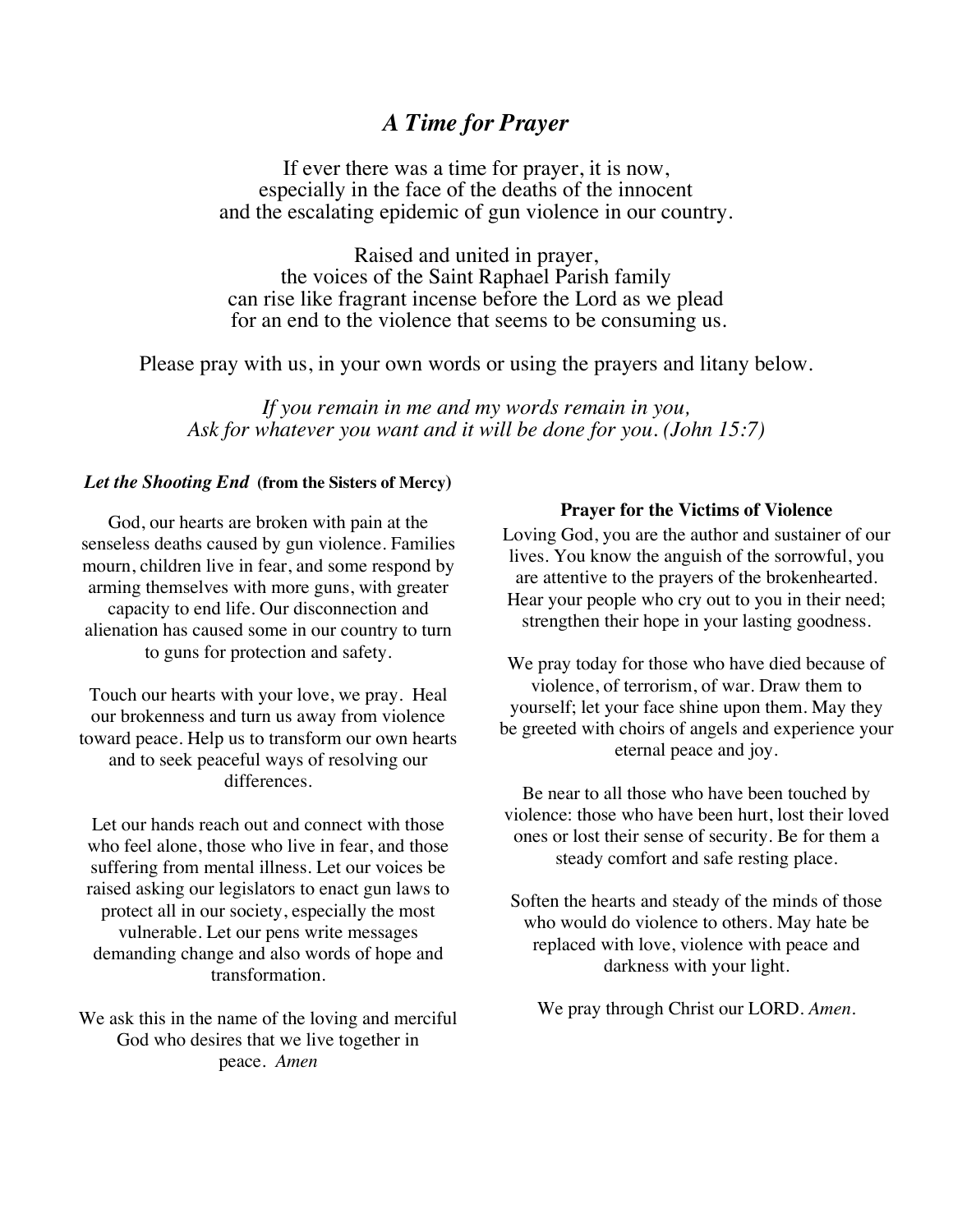# *A Time for Prayer*

If ever there was a time for prayer, it is now,
especially in the face of the deaths of the innocent
and the escalating epidemic of gun violence in our country.

Raised and united in prayer,
the voices of the Saint Raphael Parish family
can rise like fragrant incense before the Lord as we plead
for an end to the violence that seems to be consuming us.

Please pray with us, in your own words or using the prayers and litany below.

*If you remain in me and my words remain in you,*
*Ask for whatever you want and it will be done for you. (John 15:7)*

### *Let the Shooting End* (from the Sisters of Mercy)

God, our hearts are broken with pain at the senseless deaths caused by gun violence. Families mourn, children live in fear, and some respond by arming themselves with more guns, with greater capacity to end life. Our disconnection and alienation has caused some in our country to turn to guns for protection and safety.

Touch our hearts with your love, we pray. Heal our brokenness and turn us away from violence toward peace. Help us to transform our own hearts and to seek peaceful ways of resolving our differences.

Let our hands reach out and connect with those who feel alone, those who live in fear, and those suffering from mental illness. Let our voices be raised asking our legislators to enact gun laws to protect all in our society, especially the most vulnerable. Let our pens write messages demanding change and also words of hope and transformation.

We ask this in the name of the loving and merciful God who desires that we live together in peace. *Amen*

### Prayer for the Victims of Violence

Loving God, you are the author and sustainer of our lives. You know the anguish of the sorrowful, you are attentive to the prayers of the brokenhearted. Hear your people who cry out to you in their need; strengthen their hope in your lasting goodness.

We pray today for those who have died because of violence, of terrorism, of war. Draw them to yourself; let your face shine upon them. May they be greeted with choirs of angels and experience your eternal peace and joy.

Be near to all those who have been touched by violence: those who have been hurt, lost their loved ones or lost their sense of security. Be for them a steady comfort and safe resting place.

Soften the hearts and steady of the minds of those who would do violence to others. May hate be replaced with love, violence with peace and darkness with your light.

We pray through Christ our LORD. *Amen.*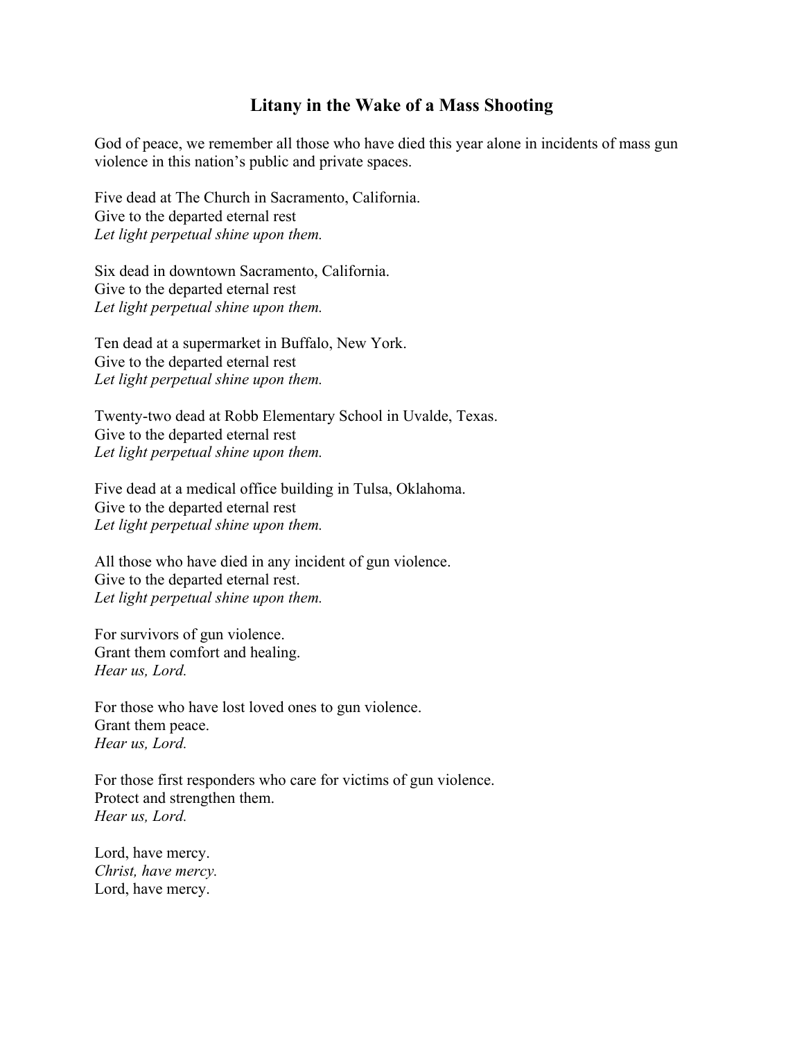# Litany in the Wake of a Mass Shooting

God of peace, we remember all those who have died this year alone in incidents of mass gun violence in this nation's public and private spaces.

Five dead at The Church in Sacramento, California.
Give to the departed eternal rest
*Let light perpetual shine upon them.*

Six dead in downtown Sacramento, California.
Give to the departed eternal rest
*Let light perpetual shine upon them.*

Ten dead at a supermarket in Buffalo, New York.
Give to the departed eternal rest
*Let light perpetual shine upon them.*

Twenty-two dead at Robb Elementary School in Uvalde, Texas.
Give to the departed eternal rest
*Let light perpetual shine upon them.*

Five dead at a medical office building in Tulsa, Oklahoma.
Give to the departed eternal rest
*Let light perpetual shine upon them.*

All those who have died in any incident of gun violence.
Give to the departed eternal rest.
*Let light perpetual shine upon them.*

For survivors of gun violence.
Grant them comfort and healing.
*Hear us, Lord.*

For those who have lost loved ones to gun violence.
Grant them peace.
*Hear us, Lord.*

For those first responders who care for victims of gun violence.
Protect and strengthen them.
*Hear us, Lord.*

Lord, have mercy.
*Christ, have mercy.*
Lord, have mercy.